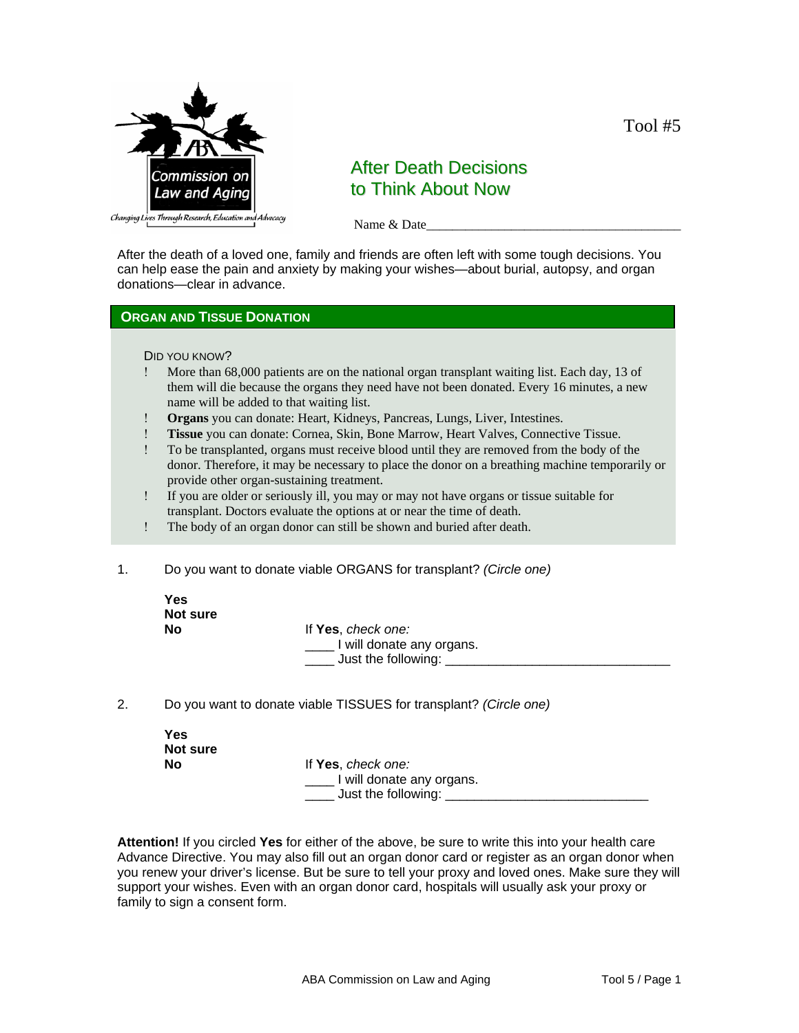Tool #5

# After Death Decisions to Think About Now

Name & Date_______________________________________

After the death of a loved one, family and friends are often left with some tough decisions. You can help ease the pain and anxiety by making your wishes—about burial, autopsy, and organ donations—clear in advance.

## ORGAN AND TISSUE DONATION

DID YOU KNOW?

- More than 68,000 patients are on the national organ transplant waiting list. Each day, 13 of them will die because the organs they need have not been donated. Every 16 minutes, a new name will be added to that waiting list.
- **Organs** you can donate: Heart, Kidneys, Pancreas, Lungs, Liver, Intestines.
- **Tissue** you can donate: Cornea, Skin, Bone Marrow, Heart Valves, Connective Tissue.
- To be transplanted, organs must receive blood until they are removed from the body of the donor. Therefore, it may be necessary to place the donor on a breathing machine temporarily or provide other organ-sustaining treatment.
- If you are older or seriously ill, you may or may not have organs or tissue suitable for transplant. Doctors evaluate the options at or near the time of death.
- The body of an organ donor can still be shown and buried after death.

1. Do you want to donate viable ORGANS for transplant? *(Circle one)*

   **Yes**
   **Not sure**
   **No**

   If **Yes**, *check one:*
   ____ I will donate any organs.
   ____ Just the following: ______________________________

2. Do you want to donate viable TISSUES for transplant? *(Circle one)*

   **Yes**
   **Not sure**
   **No**

   If **Yes**, *check one:*
   ____ I will donate any organs.
   ____ Just the following: ___________________________

**Attention!** If you circled **Yes** for either of the above, be sure to write this into your health care Advance Directive. You may also fill out an organ donor card or register as an organ donor when you renew your driver's license. But be sure to tell your proxy and loved ones. Make sure they will support your wishes. Even with an organ donor card, hospitals will usually ask your proxy or family to sign a consent form.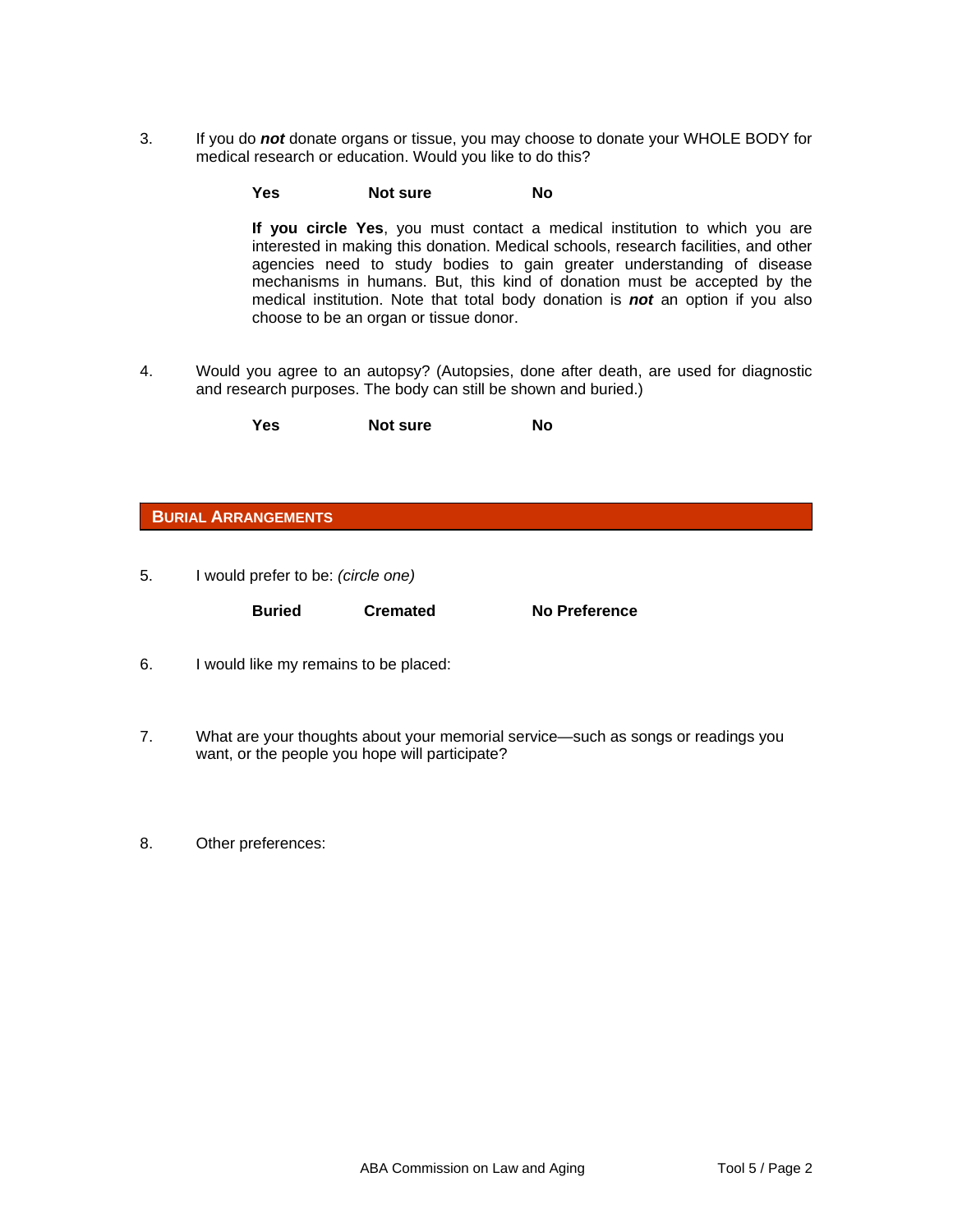3. If you do ***not*** donate organs or tissue, you may choose to donate your WHOLE BODY for medical research or education. Would you like to do this?

   **Yes** **Not sure** **No**

   **If you circle Yes**, you must contact a medical institution to which you are interested in making this donation. Medical schools, research facilities, and other agencies need to study bodies to gain greater understanding of disease mechanisms in humans. But, this kind of donation must be accepted by the medical institution. Note that total body donation is ***not*** an option if you also choose to be an organ or tissue donor.

4. Would you agree to an autopsy? (Autopsies, done after death, are used for diagnostic and research purposes. The body can still be shown and buried.)

   **Yes** **Not sure** **No**

## BURIAL ARRANGEMENTS

5. I would prefer to be: *(circle one)*

   **Buried** **Cremated** **No Preference**

6. I would like my remains to be placed:

7. What are your thoughts about your memorial service—such as songs or readings you want, or the people you hope will participate?

8. Other preferences: